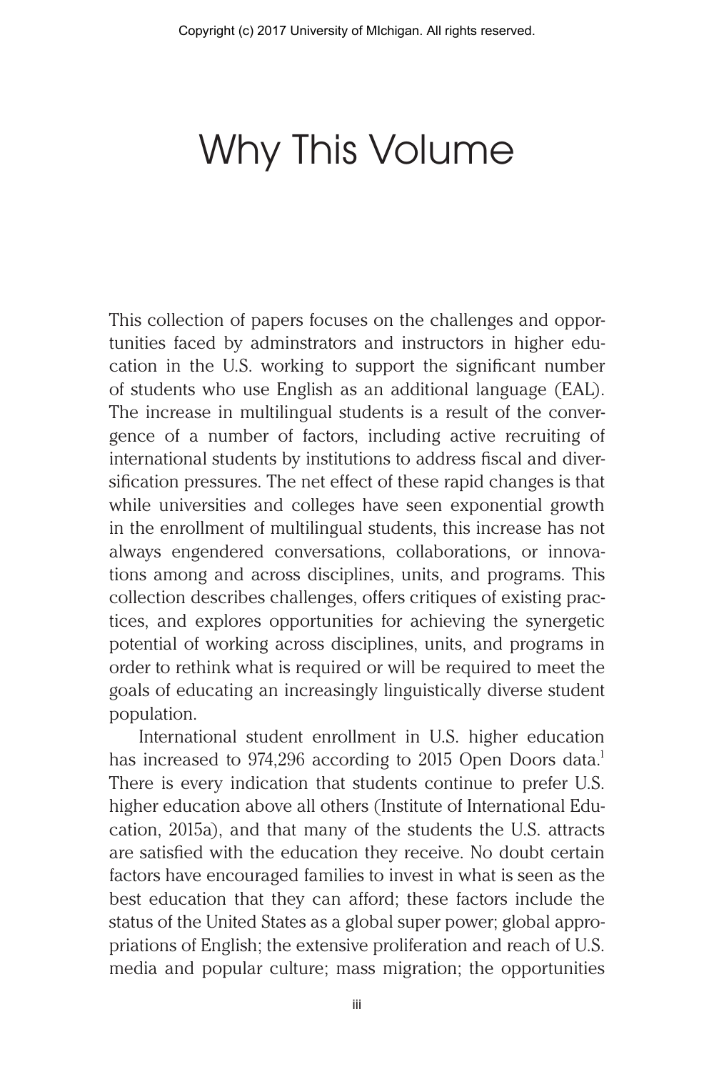# Why This Volume

This collection of papers focuses on the challenges and opportunities faced by adminstrators and instructors in higher education in the U.S. working to support the significant number of students who use English as an additional language (EAL). The increase in multilingual students is a result of the convergence of a number of factors, including active recruiting of international students by institutions to address fiscal and diversification pressures. The net effect of these rapid changes is that while universities and colleges have seen exponential growth in the enrollment of multilingual students, this increase has not always engendered conversations, collaborations, or innovations among and across disciplines, units, and programs. This collection describes challenges, offers critiques of existing practices, and explores opportunities for achieving the synergetic potential of working across disciplines, units, and programs in order to rethink what is required or will be required to meet the goals of educating an increasingly linguistically diverse student population.

International student enrollment in U.S. higher education has increased to 974,296 according to 2015 Open Doors data.[1] There is every indication that students continue to prefer U.S. higher education above all others (Institute of International Education, 2015a), and that many of the students the U.S. attracts are satisfied with the education they receive. No doubt certain factors have encouraged families to invest in what is seen as the best education that they can afford; these factors include the status of the United States as a global super power; global appropriations of English; the extensive proliferation and reach of U.S. media and popular culture; mass migration; the opportunities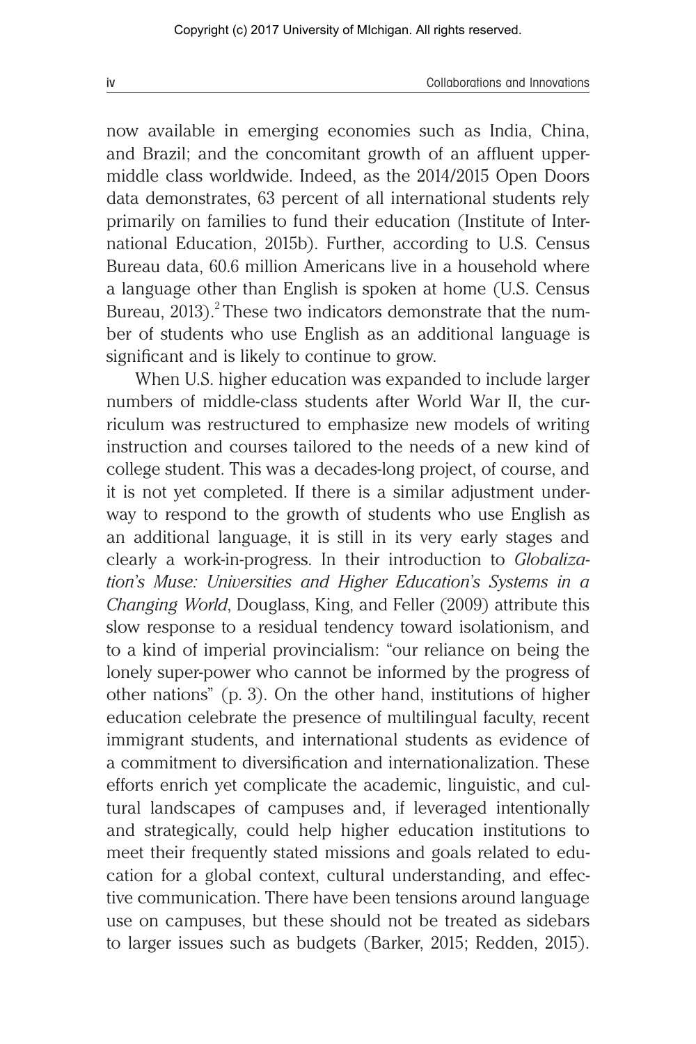now available in emerging economies such as India, China, and Brazil; and the concomitant growth of an affluent upper-middle class worldwide. Indeed, as the 2014/2015 Open Doors data demonstrates, 63 percent of all international students rely primarily on families to fund their education (Institute of International Education, 2015b). Further, according to U.S. Census Bureau data, 60.6 million Americans live in a household where a language other than English is spoken at home (U.S. Census Bureau, 2013).[2] These two indicators demonstrate that the number of students who use English as an additional language is significant and is likely to continue to grow.

When U.S. higher education was expanded to include larger numbers of middle-class students after World War II, the curriculum was restructured to emphasize new models of writing instruction and courses tailored to the needs of a new kind of college student. This was a decades-long project, of course, and it is not yet completed. If there is a similar adjustment underway to respond to the growth of students who use English as an additional language, it is still in its very early stages and clearly a work-in-progress. In their introduction to *Globalization's Muse: Universities and Higher Education's Systems in a Changing World*, Douglass, King, and Feller (2009) attribute this slow response to a residual tendency toward isolationism, and to a kind of imperial provincialism: "our reliance on being the lonely super-power who cannot be informed by the progress of other nations" (p. 3). On the other hand, institutions of higher education celebrate the presence of multilingual faculty, recent immigrant students, and international students as evidence of a commitment to diversification and internationalization. These efforts enrich yet complicate the academic, linguistic, and cultural landscapes of campuses and, if leveraged intentionally and strategically, could help higher education institutions to meet their frequently stated missions and goals related to education for a global context, cultural understanding, and effective communication. There have been tensions around language use on campuses, but these should not be treated as sidebars to larger issues such as budgets (Barker, 2015; Redden, 2015).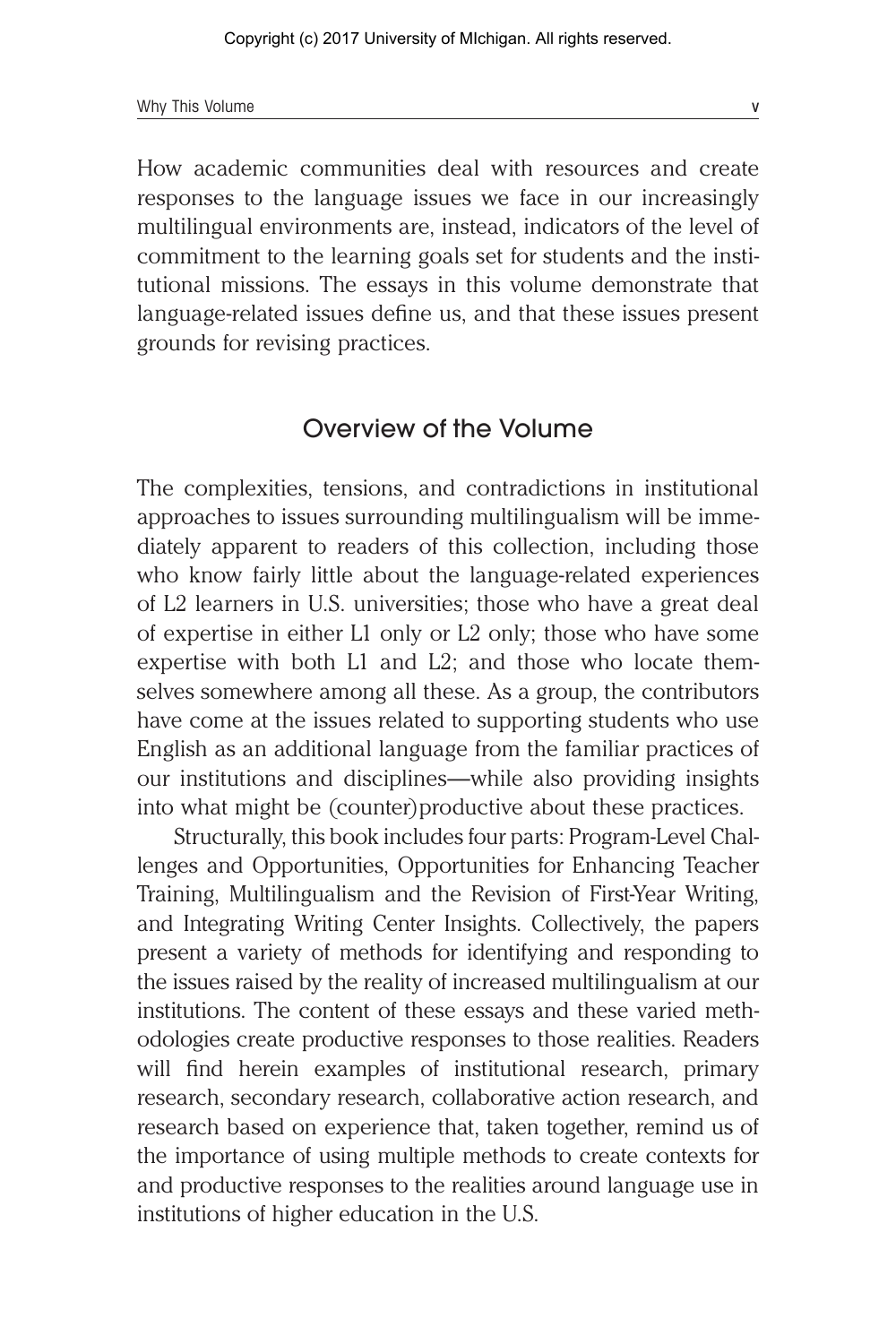How academic communities deal with resources and create responses to the language issues we face in our increasingly multilingual environments are, instead, indicators of the level of commitment to the learning goals set for students and the institutional missions. The essays in this volume demonstrate that language-related issues define us, and that these issues present grounds for revising practices.

## Overview of the Volume

The complexities, tensions, and contradictions in institutional approaches to issues surrounding multilingualism will be immediately apparent to readers of this collection, including those who know fairly little about the language-related experiences of L2 learners in U.S. universities; those who have a great deal of expertise in either L1 only or L2 only; those who have some expertise with both L1 and L2; and those who locate themselves somewhere among all these. As a group, the contributors have come at the issues related to supporting students who use English as an additional language from the familiar practices of our institutions and disciplines—while also providing insights into what might be (counter)productive about these practices.

Structurally, this book includes four parts: Program-Level Challenges and Opportunities, Opportunities for Enhancing Teacher Training, Multilingualism and the Revision of First-Year Writing, and Integrating Writing Center Insights. Collectively, the papers present a variety of methods for identifying and responding to the issues raised by the reality of increased multilingualism at our institutions. The content of these essays and these varied methodologies create productive responses to those realities. Readers will find herein examples of institutional research, primary research, secondary research, collaborative action research, and research based on experience that, taken together, remind us of the importance of using multiple methods to create contexts for and productive responses to the realities around language use in institutions of higher education in the U.S.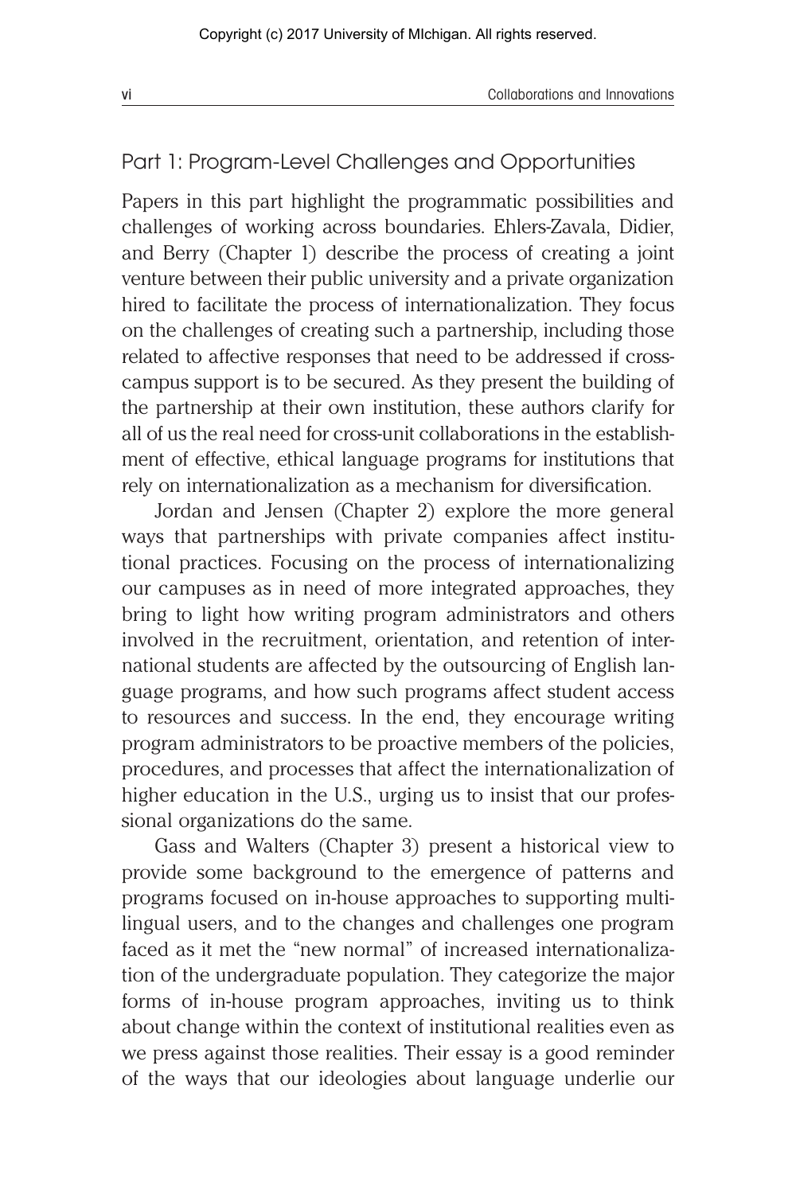## Part 1: Program-Level Challenges and Opportunities

Papers in this part highlight the programmatic possibilities and challenges of working across boundaries. Ehlers-Zavala, Didier, and Berry (Chapter 1) describe the process of creating a joint venture between their public university and a private organization hired to facilitate the process of internationalization. They focus on the challenges of creating such a partnership, including those related to affective responses that need to be addressed if cross-campus support is to be secured. As they present the building of the partnership at their own institution, these authors clarify for all of us the real need for cross-unit collaborations in the establishment of effective, ethical language programs for institutions that rely on internationalization as a mechanism for diversification.

Jordan and Jensen (Chapter 2) explore the more general ways that partnerships with private companies affect institutional practices. Focusing on the process of internationalizing our campuses as in need of more integrated approaches, they bring to light how writing program administrators and others involved in the recruitment, orientation, and retention of international students are affected by the outsourcing of English language programs, and how such programs affect student access to resources and success. In the end, they encourage writing program administrators to be proactive members of the policies, procedures, and processes that affect the internationalization of higher education in the U.S., urging us to insist that our professional organizations do the same.

Gass and Walters (Chapter 3) present a historical view to provide some background to the emergence of patterns and programs focused on in-house approaches to supporting multilingual users, and to the changes and challenges one program faced as it met the "new normal" of increased internationalization of the undergraduate population. They categorize the major forms of in-house program approaches, inviting us to think about change within the context of institutional realities even as we press against those realities. Their essay is a good reminder of the ways that our ideologies about language underlie our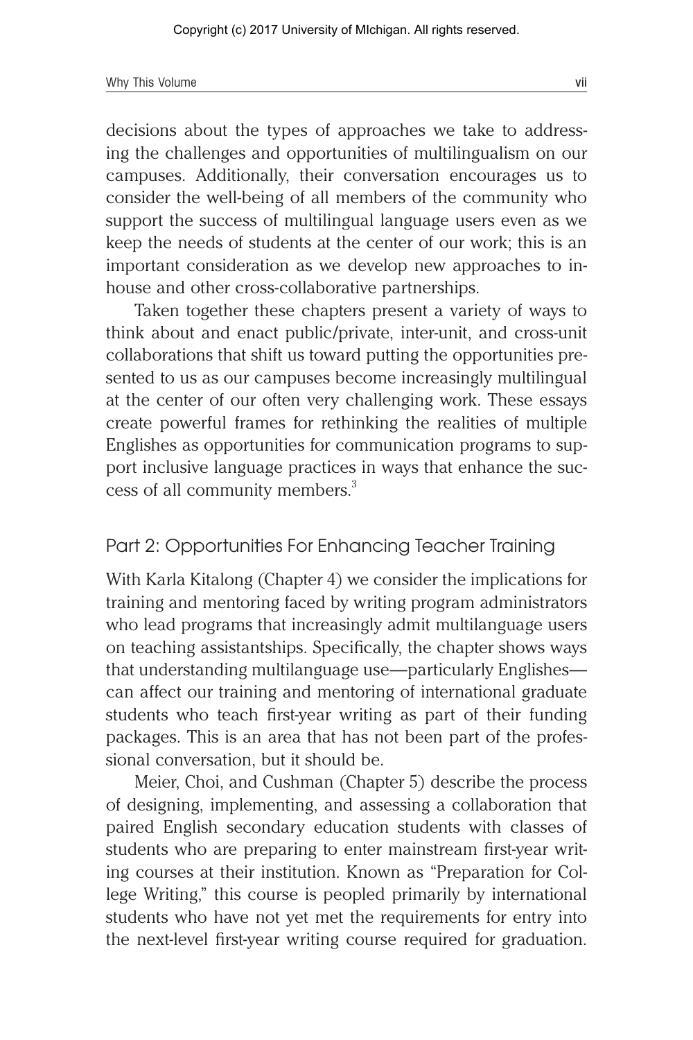decisions about the types of approaches we take to addressing the challenges and opportunities of multilingualism on our campuses. Additionally, their conversation encourages us to consider the well-being of all members of the community who support the success of multilingual language users even as we keep the needs of students at the center of our work; this is an important consideration as we develop new approaches to in-house and other cross-collaborative partnerships.

Taken together these chapters present a variety of ways to think about and enact public/private, inter-unit, and cross-unit collaborations that shift us toward putting the opportunities presented to us as our campuses become increasingly multilingual at the center of our often very challenging work. These essays create powerful frames for rethinking the realities of multiple Englishes as opportunities for communication programs to support inclusive language practices in ways that enhance the success of all community members.[3]

## Part 2: Opportunities For Enhancing Teacher Training

With Karla Kitalong (Chapter 4) we consider the implications for training and mentoring faced by writing program administrators who lead programs that increasingly admit multilanguage users on teaching assistantships. Specifically, the chapter shows ways that understanding multilanguage use—particularly Englishes—can affect our training and mentoring of international graduate students who teach first-year writing as part of their funding packages. This is an area that has not been part of the professional conversation, but it should be.

Meier, Choi, and Cushman (Chapter 5) describe the process of designing, implementing, and assessing a collaboration that paired English secondary education students with classes of students who are preparing to enter mainstream first-year writing courses at their institution. Known as "Preparation for College Writing," this course is peopled primarily by international students who have not yet met the requirements for entry into the next-level first-year writing course required for graduation.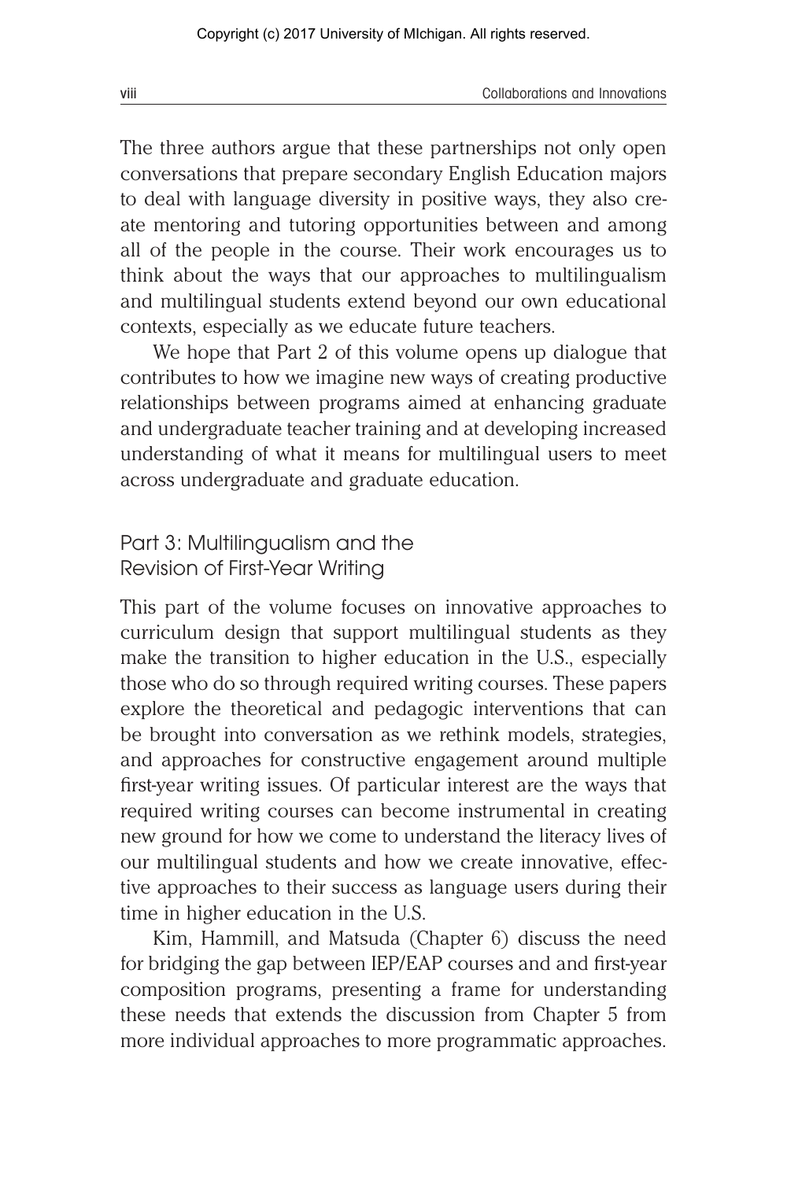The three authors argue that these partnerships not only open conversations that prepare secondary English Education majors to deal with language diversity in positive ways, they also create mentoring and tutoring opportunities between and among all of the people in the course. Their work encourages us to think about the ways that our approaches to multilingualism and multilingual students extend beyond our own educational contexts, especially as we educate future teachers.

We hope that Part 2 of this volume opens up dialogue that contributes to how we imagine new ways of creating productive relationships between programs aimed at enhancing graduate and undergraduate teacher training and at developing increased understanding of what it means for multilingual users to meet across undergraduate and graduate education.

## Part 3: Multilingualism and the Revision of First-Year Writing

This part of the volume focuses on innovative approaches to curriculum design that support multilingual students as they make the transition to higher education in the U.S., especially those who do so through required writing courses. These papers explore the theoretical and pedagogic interventions that can be brought into conversation as we rethink models, strategies, and approaches for constructive engagement around multiple first-year writing issues. Of particular interest are the ways that required writing courses can become instrumental in creating new ground for how we come to understand the literacy lives of our multilingual students and how we create innovative, effective approaches to their success as language users during their time in higher education in the U.S.

Kim, Hammill, and Matsuda (Chapter 6) discuss the need for bridging the gap between IEP/EAP courses and and first-year composition programs, presenting a frame for understanding these needs that extends the discussion from Chapter 5 from more individual approaches to more programmatic approaches.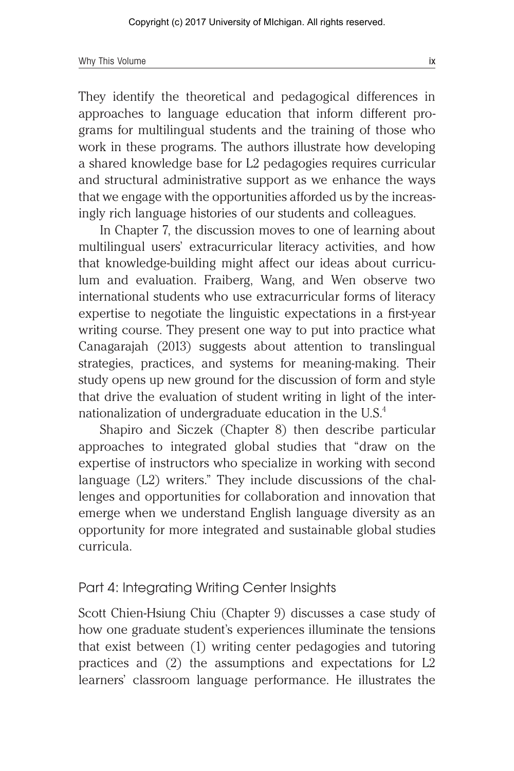They identify the theoretical and pedagogical differences in approaches to language education that inform different programs for multilingual students and the training of those who work in these programs. The authors illustrate how developing a shared knowledge base for L2 pedagogies requires curricular and structural administrative support as we enhance the ways that we engage with the opportunities afforded us by the increasingly rich language histories of our students and colleagues.

In Chapter 7, the discussion moves to one of learning about multilingual users' extracurricular literacy activities, and how that knowledge-building might affect our ideas about curriculum and evaluation. Fraiberg, Wang, and Wen observe two international students who use extracurricular forms of literacy expertise to negotiate the linguistic expectations in a first-year writing course. They present one way to put into practice what Canagarajah (2013) suggests about attention to translingual strategies, practices, and systems for meaning-making. Their study opens up new ground for the discussion of form and style that drive the evaluation of student writing in light of the internationalization of undergraduate education in the U.S.[4]

Shapiro and Siczek (Chapter 8) then describe particular approaches to integrated global studies that "draw on the expertise of instructors who specialize in working with second language (L2) writers." They include discussions of the challenges and opportunities for collaboration and innovation that emerge when we understand English language diversity as an opportunity for more integrated and sustainable global studies curricula.

## Part 4: Integrating Writing Center Insights

Scott Chien-Hsiung Chiu (Chapter 9) discusses a case study of how one graduate student's experiences illuminate the tensions that exist between (1) writing center pedagogies and tutoring practices and (2) the assumptions and expectations for L2 learners' classroom language performance. He illustrates the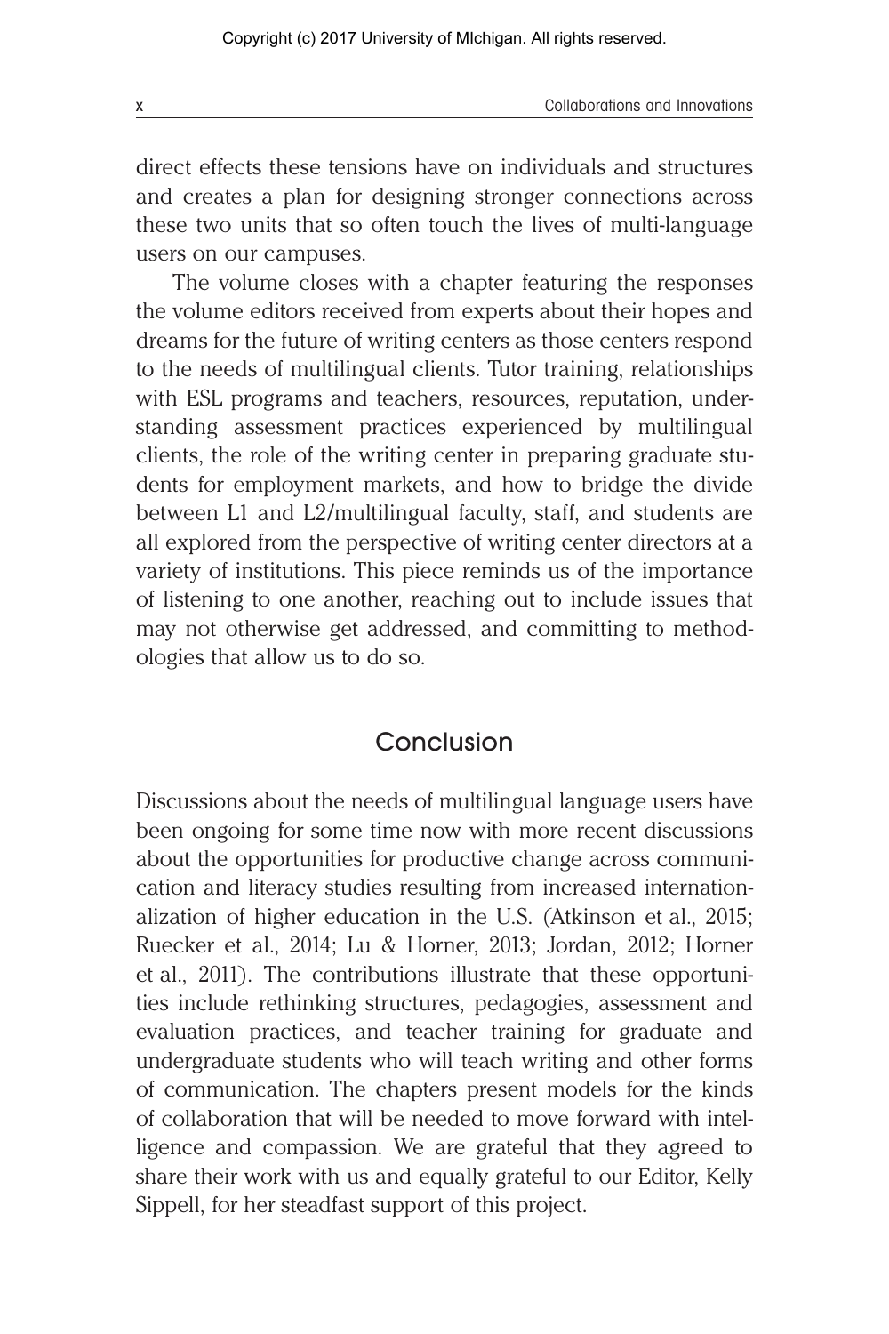direct effects these tensions have on individuals and structures and creates a plan for designing stronger connections across these two units that so often touch the lives of multi-language users on our campuses.

The volume closes with a chapter featuring the responses the volume editors received from experts about their hopes and dreams for the future of writing centers as those centers respond to the needs of multilingual clients. Tutor training, relationships with ESL programs and teachers, resources, reputation, understanding assessment practices experienced by multilingual clients, the role of the writing center in preparing graduate students for employment markets, and how to bridge the divide between L1 and L2/multilingual faculty, staff, and students are all explored from the perspective of writing center directors at a variety of institutions. This piece reminds us of the importance of listening to one another, reaching out to include issues that may not otherwise get addressed, and committing to methodologies that allow us to do so.

## Conclusion

Discussions about the needs of multilingual language users have been ongoing for some time now with more recent discussions about the opportunities for productive change across communication and literacy studies resulting from increased internationalization of higher education in the U.S. (Atkinson et al., 2015; Ruecker et al., 2014; Lu & Horner, 2013; Jordan, 2012; Horner et al., 2011). The contributions illustrate that these opportunities include rethinking structures, pedagogies, assessment and evaluation practices, and teacher training for graduate and undergraduate students who will teach writing and other forms of communication. The chapters present models for the kinds of collaboration that will be needed to move forward with intelligence and compassion. We are grateful that they agreed to share their work with us and equally grateful to our Editor, Kelly Sippell, for her steadfast support of this project.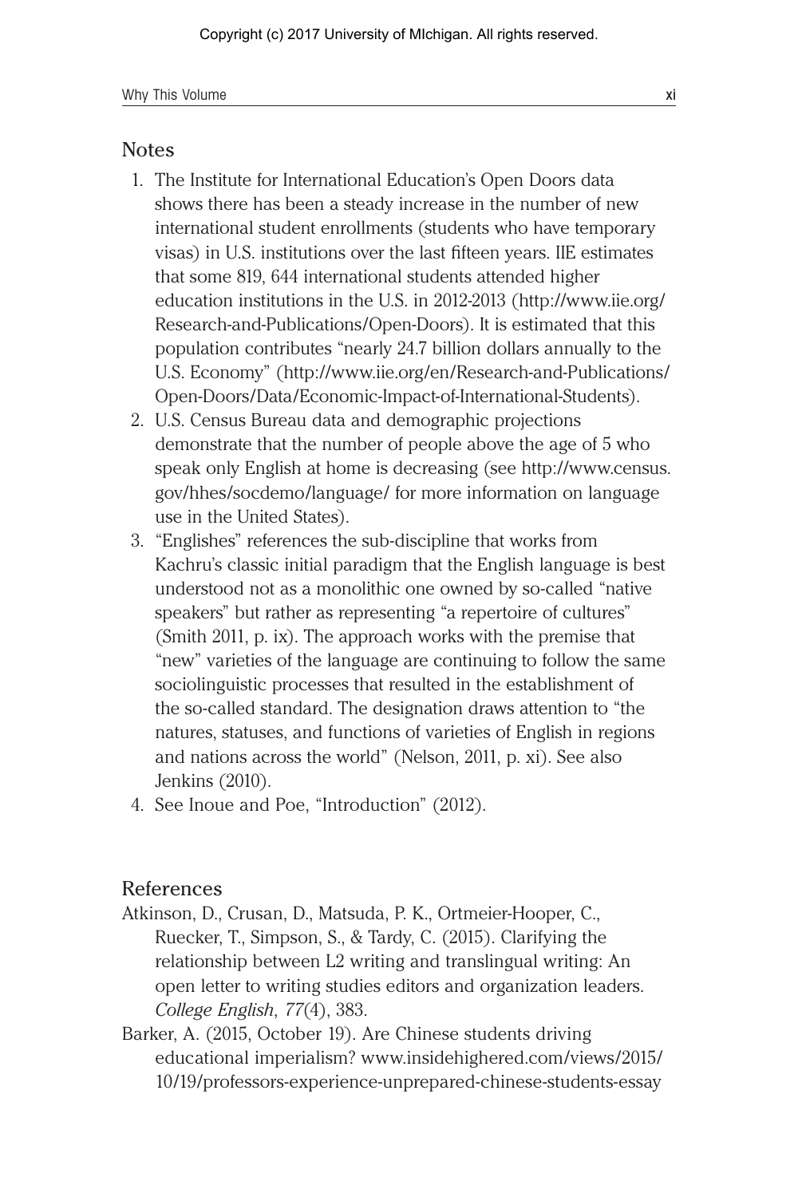## Notes

1. The Institute for International Education's Open Doors data shows there has been a steady increase in the number of new international student enrollments (students who have temporary visas) in U.S. institutions over the last fifteen years. IIE estimates that some 819, 644 international students attended higher education institutions in the U.S. in 2012-2013 (http://www.iie.org/Research-and-Publications/Open-Doors). It is estimated that this population contributes "nearly 24.7 billion dollars annually to the U.S. Economy" (http://www.iie.org/en/Research-and-Publications/Open-Doors/Data/Economic-Impact-of-International-Students).
2. U.S. Census Bureau data and demographic projections demonstrate that the number of people above the age of 5 who speak only English at home is decreasing (see http://www.census.gov/hhes/socdemo/language/ for more information on language use in the United States).
3. "Englishes" references the sub-discipline that works from Kachru's classic initial paradigm that the English language is best understood not as a monolithic one owned by so-called "native speakers" but rather as representing "a repertoire of cultures" (Smith 2011, p. ix). The approach works with the premise that "new" varieties of the language are continuing to follow the same sociolinguistic processes that resulted in the establishment of the so-called standard. The designation draws attention to "the natures, statuses, and functions of varieties of English in regions and nations across the world" (Nelson, 2011, p. xi). See also Jenkins (2010).
4. See Inoue and Poe, "Introduction" (2012).

## References

Atkinson, D., Crusan, D., Matsuda, P. K., Ortmeier-Hooper, C., Ruecker, T., Simpson, S., & Tardy, C. (2015). Clarifying the relationship between L2 writing and translingual writing: An open letter to writing studies editors and organization leaders. *College English*, *77*(4), 383.

Barker, A. (2015, October 19). Are Chinese students driving educational imperialism? www.insidehighered.com/views/2015/10/19/professors-experience-unprepared-chinese-students-essay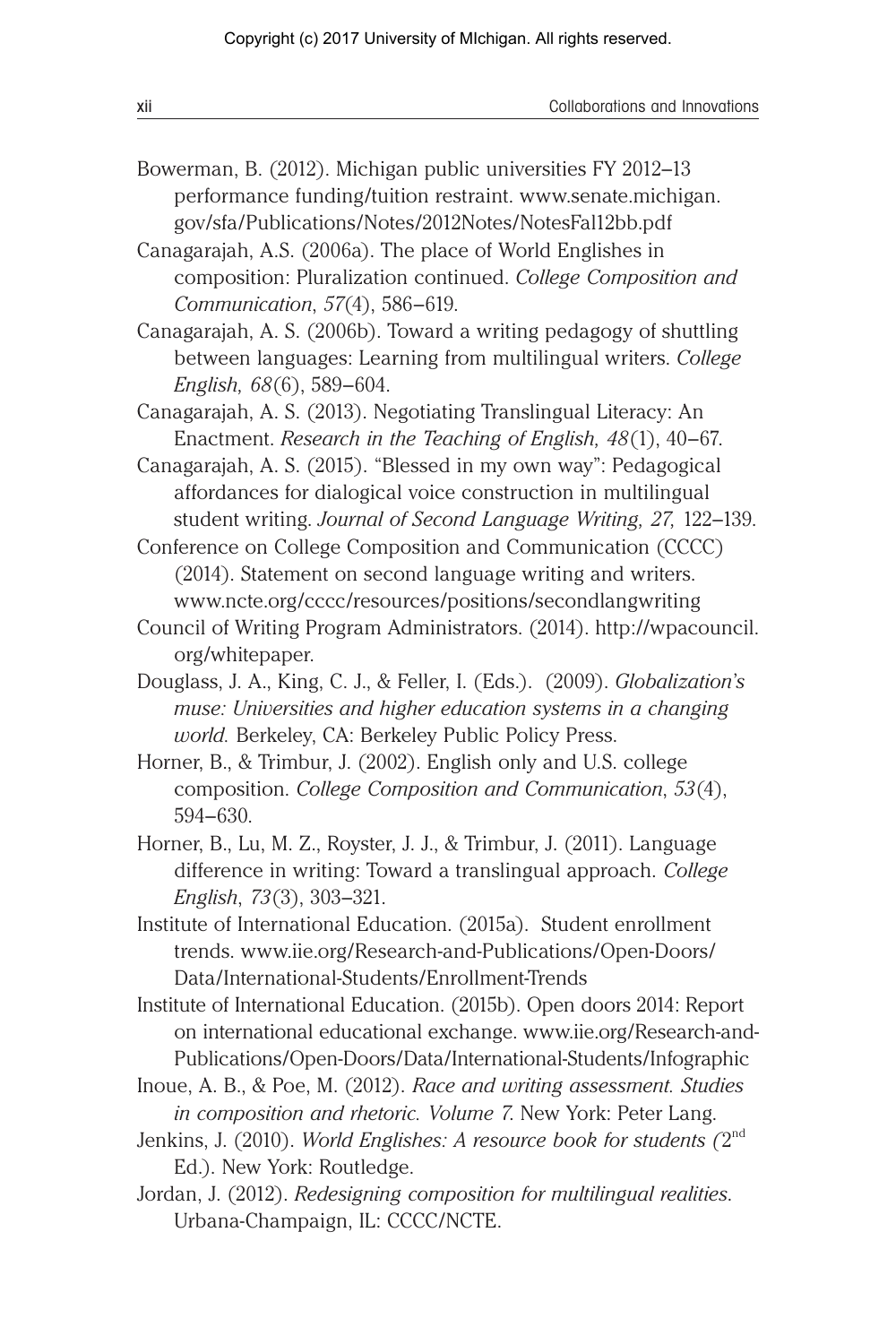Bowerman, B. (2012). Michigan public universities FY 2012–13 performance funding/tuition restraint. www.senate.michigan.gov/sfa/Publications/Notes/2012Notes/NotesFal12bb.pdf

Canagarajah, A.S. (2006a). The place of World Englishes in composition: Pluralization continued. *College Composition and Communication*, *57*(4), 586–619.

Canagarajah, A. S. (2006b). Toward a writing pedagogy of shuttling between languages: Learning from multilingual writers. *College English, 68*(6), 589–604.

Canagarajah, A. S. (2013). Negotiating Translingual Literacy: An Enactment. *Research in the Teaching of English*, *48*(1), 40–67.

Canagarajah, A. S. (2015). "Blessed in my own way": Pedagogical affordances for dialogical voice construction in multilingual student writing. *Journal of Second Language Writing, 27,* 122–139.

Conference on College Composition and Communication (CCCC) (2014). Statement on second language writing and writers. www.ncte.org/cccc/resources/positions/secondlangwriting

Council of Writing Program Administrators. (2014). http://wpacouncil.org/whitepaper.

Douglass, J. A., King, C. J., & Feller, I. (Eds.). (2009). *Globalization's muse: Universities and higher education systems in a changing world.* Berkeley, CA: Berkeley Public Policy Press.

Horner, B., & Trimbur, J. (2002). English only and U.S. college composition. *College Composition and Communication*, *53*(4), 594–630.

Horner, B., Lu, M. Z., Royster, J. J., & Trimbur, J. (2011). Language difference in writing: Toward a translingual approach. *College English*, *73*(3), 303–321.

Institute of International Education. (2015a). Student enrollment trends. www.iie.org/Research-and-Publications/Open-Doors/Data/International-Students/Enrollment-Trends

Institute of International Education. (2015b). Open doors 2014: Report on international educational exchange. www.iie.org/Research-and-Publications/Open-Doors/Data/International-Students/Infographic

Inoue, A. B., & Poe, M. (2012). *Race and writing assessment. Studies in composition and rhetoric. Volume 7.* New York: Peter Lang.

Jenkins, J. (2010). *World Englishes: A resource book for students (*2nd Ed.). New York: Routledge.

Jordan, J. (2012). *Redesigning composition for multilingual realities.* Urbana-Champaign, IL: CCCC/NCTE.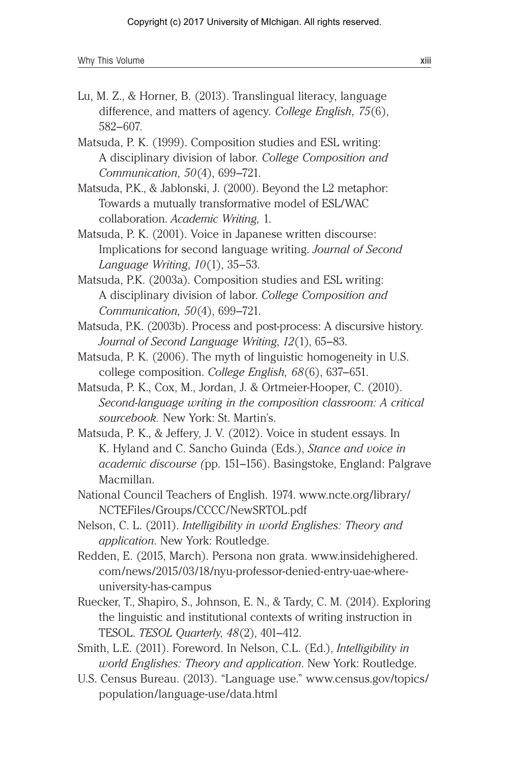Lu, M. Z., & Horner, B. (2013). Translingual literacy, language difference, and matters of agency. *College English*, *75*(6), 582–607.

Matsuda, P. K. (1999). Composition studies and ESL writing: A disciplinary division of labor. *College Composition and Communication*, *50*(4), 699–721.

Matsuda, P.K., & Jablonski, J. (2000). Beyond the L2 metaphor: Towards a mutually transformative model of ESL/WAC collaboration. *Academic Writing,* 1.

Matsuda, P. K. (2001). Voice in Japanese written discourse: Implications for second language writing. *Journal of Second Language Writing*, *10*(1), 35–53.

Matsuda, P.K. (2003a). Composition studies and ESL writing: A disciplinary division of labor. *College Composition and Communication, 50*(4), 699–721.

Matsuda, P.K. (2003b). Process and post-process: A discursive history. *Journal of Second Language Writing*, *12*(1), 65–83.

Matsuda, P. K. (2006). The myth of linguistic homogeneity in U.S. college composition. *College English, 68*(6), 637–651.

Matsuda, P. K., Cox, M., Jordan, J. & Ortmeier-Hooper, C. (2010). *Second-language writing in the composition classroom: A critical sourcebook.* New York: St. Martin's.

Matsuda, P. K., & Jeffery, J. V. (2012). Voice in student essays. In K. Hyland and C. Sancho Guinda (Eds.), *Stance and voice in academic discourse (*pp. 151–156). Basingstoke, England: Palgrave Macmillan.

National Council Teachers of English. 1974. www.ncte.org/library/NCTEFiles/Groups/CCCC/NewSRTOL.pdf

Nelson, C. L. (2011). *Intelligibility in world Englishes: Theory and application*. New York: Routledge.

Redden, E. (2015, March). Persona non grata. www.insidehighered.com/news/2015/03/18/nyu-professor-denied-entry-uae-where-university-has-campus

Ruecker, T., Shapiro, S., Johnson, E. N., & Tardy, C. M. (2014). Exploring the linguistic and institutional contexts of writing instruction in TESOL. *TESOL Quarterly*, *48*(2), 401–412.

Smith, L.E. (2011). Foreword. In Nelson, C.L. (Ed.), *Intelligibility in world Englishes: Theory and application*. New York: Routledge.

U.S. Census Bureau. (2013). "Language use." www.census.gov/topics/population/language-use/data.html